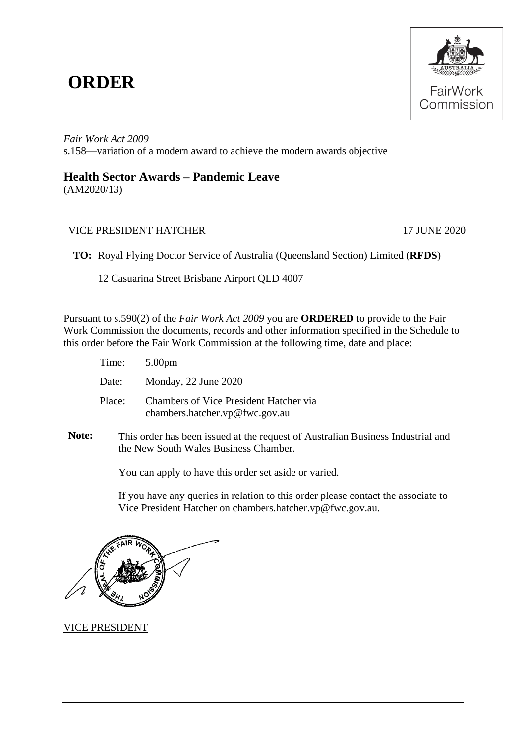# ORDER

FairWork Commission

*Fair Work Act 2009*
s.158—variation of a modern award to achieve the modern awards objective

## Health Sector Awards – Pandemic Leave

(AM2020/13)

VICE PRESIDENT HATCHER — 17 JUNE 2020

**TO:** Royal Flying Doctor Service of Australia (Queensland Section) Limited (**RFDS**)

12 Casuarina Street Brisbane Airport QLD 4007

Pursuant to s.590(2) of the *Fair Work Act 2009* you are **ORDERED** to provide to the Fair Work Commission the documents, records and other information specified in the Schedule to this order before the Fair Work Commission at the following time, date and place:

Time: 5.00pm

Date: Monday, 22 June 2020

Place: Chambers of Vice President Hatcher via chambers.hatcher.vp@fwc.gov.au

**Note:** This order has been issued at the request of Australian Business Industrial and the New South Wales Business Chamber.

You can apply to have this order set aside or varied.

If you have any queries in relation to this order please contact the associate to Vice President Hatcher on chambers.hatcher.vp@fwc.gov.au.

THE SEAL OF THE FAIR WORK COMMISSION

VICE PRESIDENT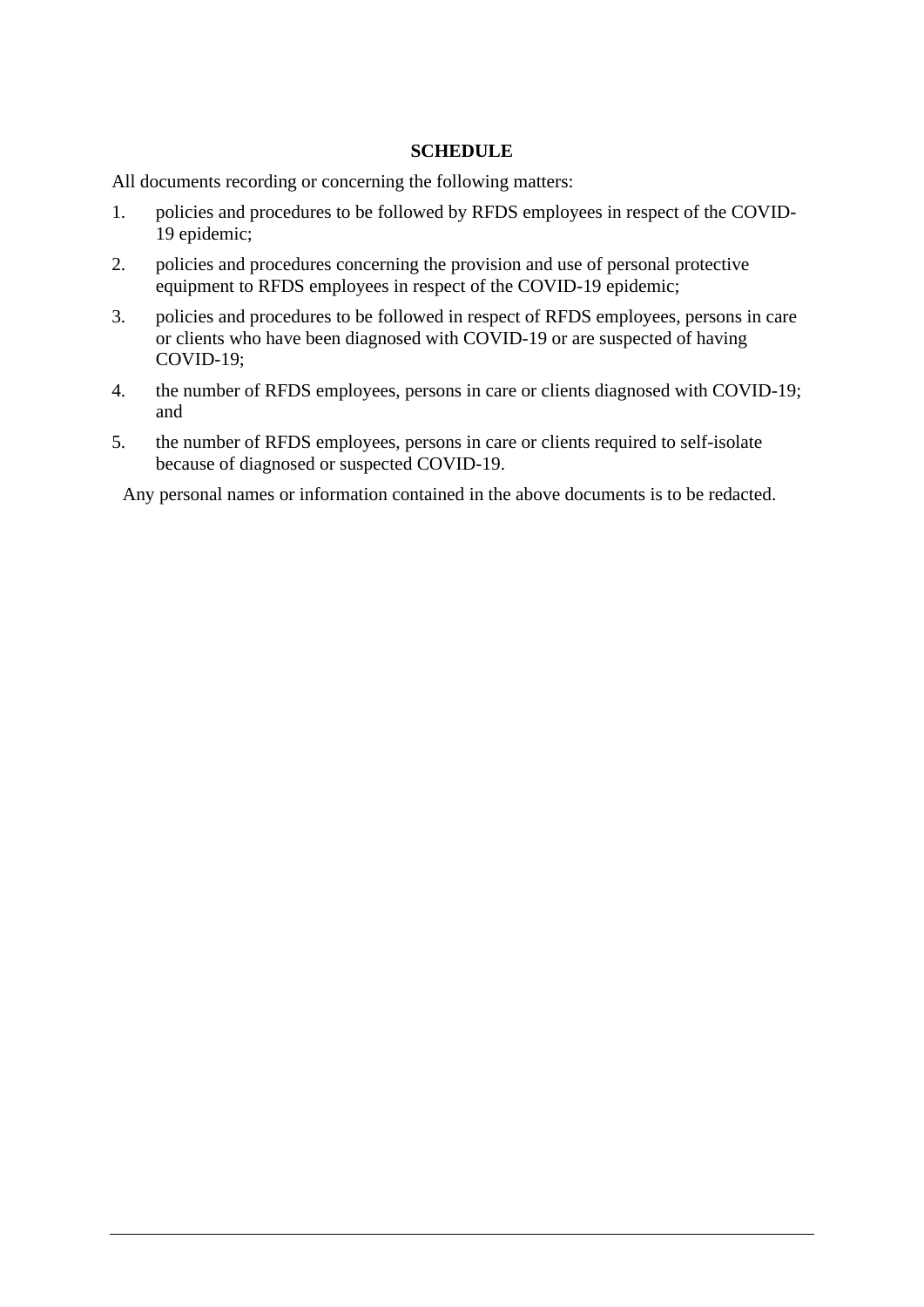**SCHEDULE**

All documents recording or concerning the following matters:

1. policies and procedures to be followed by RFDS employees in respect of the COVID-19 epidemic;
2. policies and procedures concerning the provision and use of personal protective equipment to RFDS employees in respect of the COVID-19 epidemic;
3. policies and procedures to be followed in respect of RFDS employees, persons in care or clients who have been diagnosed with COVID-19 or are suspected of having COVID-19;
4. the number of RFDS employees, persons in care or clients diagnosed with COVID-19; and
5. the number of RFDS employees, persons in care or clients required to self-isolate because of diagnosed or suspected COVID-19.

Any personal names or information contained in the above documents is to be redacted.